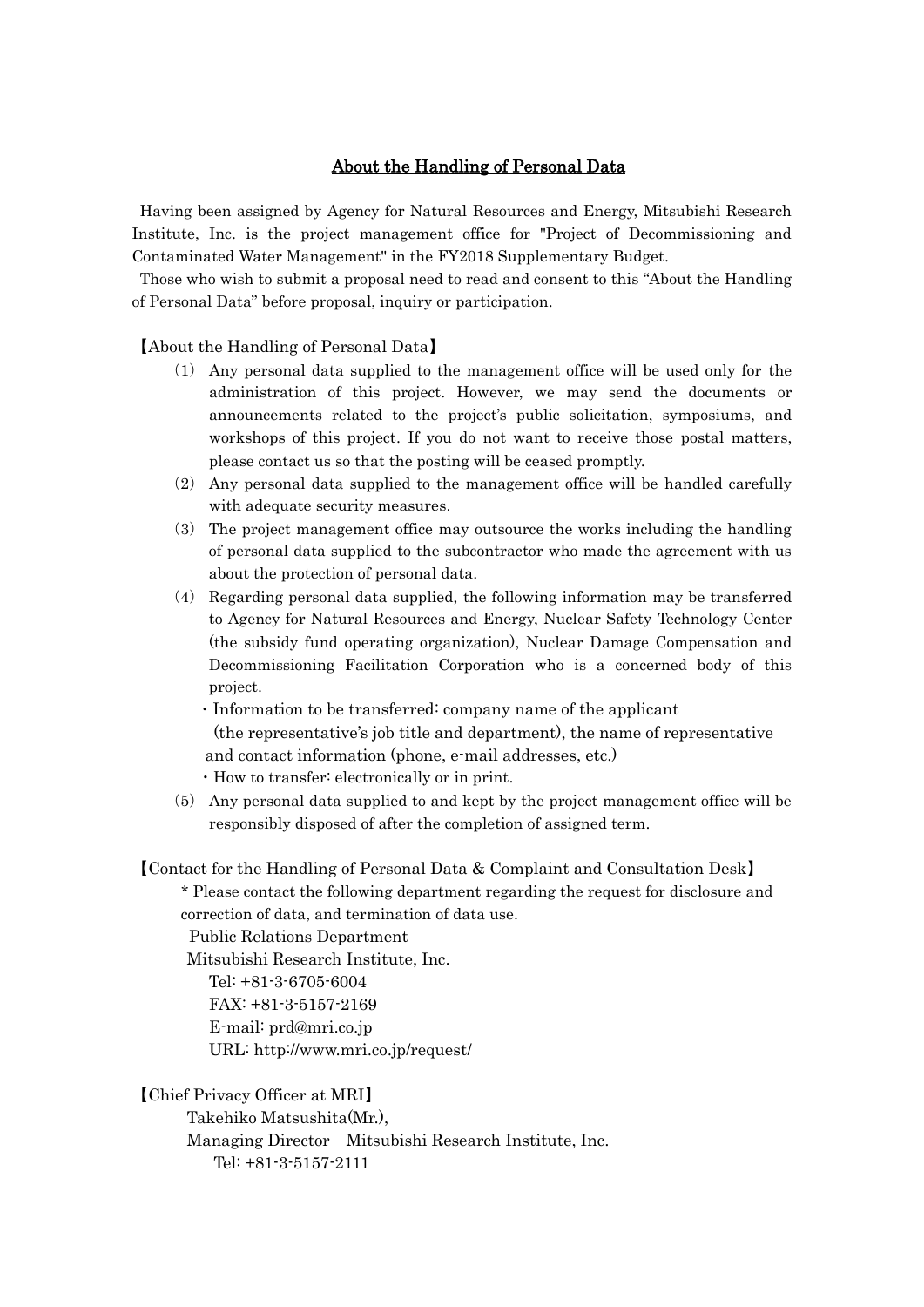# About the Handling of Personal Data

Having been assigned by Agency for Natural Resources and Energy, Mitsubishi Research Institute, Inc. is the project management office for "Project of Decommissioning and Contaminated Water Management" in the FY2018 Supplementary Budget.

Those who wish to submit a proposal need to read and consent to this "About the Handling of Personal Data" before proposal, inquiry or participation.

【About the Handling of Personal Data】

(1) Any personal data supplied to the management office will be used only for the administration of this project. However, we may send the documents or announcements related to the project's public solicitation, symposiums, and workshops of this project. If you do not want to receive those postal matters, please contact us so that the posting will be ceased promptly.

(2) Any personal data supplied to the management office will be handled carefully with adequate security measures.

(3) The project management office may outsource the works including the handling of personal data supplied to the subcontractor who made the agreement with us about the protection of personal data.

(4) Regarding personal data supplied, the following information may be transferred to Agency for Natural Resources and Energy, Nuclear Safety Technology Center (the subsidy fund operating organization), Nuclear Damage Compensation and Decommissioning Facilitation Corporation who is a concerned body of this project.
  - Information to be transferred: company name of the applicant (the representative's job title and department), the name of representative and contact information (phone, e-mail addresses, etc.)
  - How to transfer: electronically or in print.

(5) Any personal data supplied to and kept by the project management office will be responsibly disposed of after the completion of assigned term.

【Contact for the Handling of Personal Data & Complaint and Consultation Desk】

\* Please contact the following department regarding the request for disclosure and correction of data, and termination of data use.

Public Relations Department
Mitsubishi Research Institute, Inc.
Tel: +81-3-6705-6004
FAX: +81-3-5157-2169
E-mail: prd@mri.co.jp
URL: http://www.mri.co.jp/request/

【Chief Privacy Officer at MRI】

Takehiko Matsushita(Mr.),
Managing Director Mitsubishi Research Institute, Inc.
Tel: +81-3-5157-2111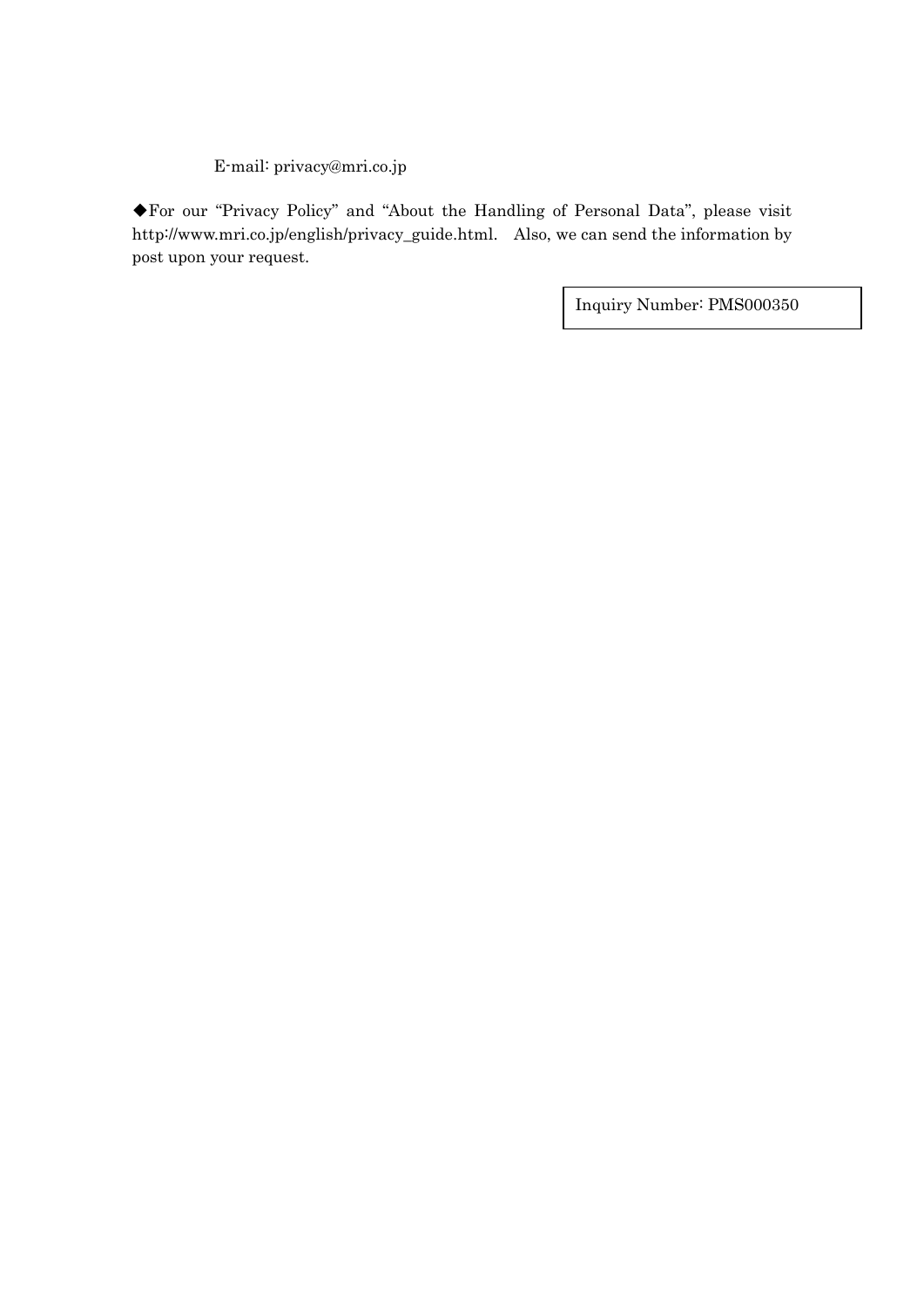E-mail: privacy@mri.co.jp

◆For our "Privacy Policy" and "About the Handling of Personal Data", please visit http://www.mri.co.jp/english/privacy_guide.html. Also, we can send the information by post upon your request.

| |
|---|
| Inquiry Number: PMS000350 |